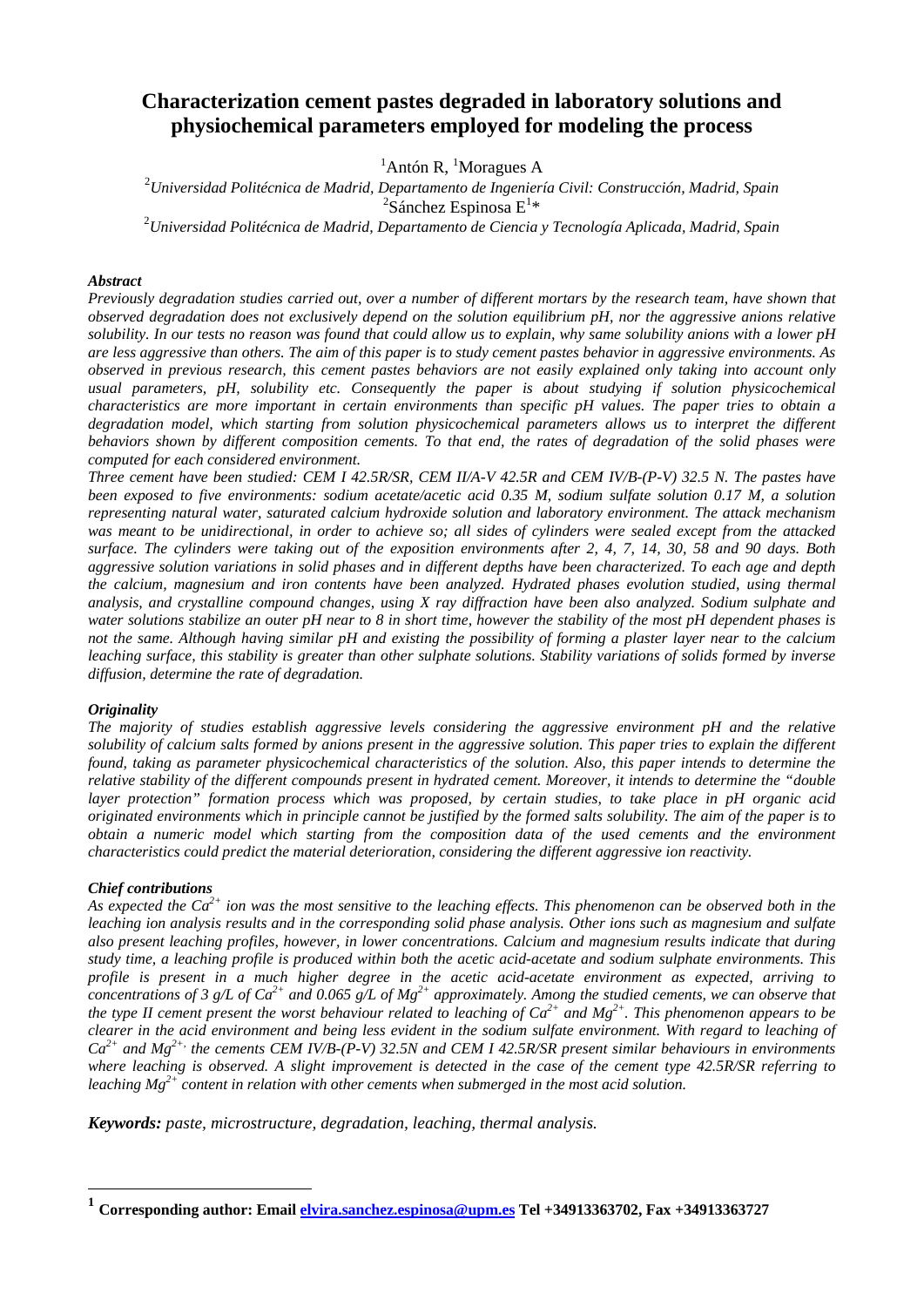# Characterization cement pastes degraded in laboratory solutions and physiochemical parameters employed for modeling the process

[1]Antón R, [1]Moragues A

[2]*Universidad Politécnica de Madrid, Departamento de Ingeniería Civil: Construcción, Madrid, Spain*

[2]Sánchez Espinosa E[1]*

[2]*Universidad Politécnica de Madrid, Departamento de Ciencia y Tecnología Aplicada, Madrid, Spain*

### *Abstract*

*Previously degradation studies carried out, over a number of different mortars by the research team, have shown that observed degradation does not exclusively depend on the solution equilibrium pH, nor the aggressive anions relative solubility. In our tests no reason was found that could allow us to explain, why same solubility anions with a lower pH are less aggressive than others. The aim of this paper is to study cement pastes behavior in aggressive environments. As observed in previous research, this cement pastes behaviors are not easily explained only taking into account only usual parameters, pH, solubility etc. Consequently the paper is about studying if solution physicochemical characteristics are more important in certain environments than specific pH values. The paper tries to obtain a degradation model, which starting from solution physicochemical parameters allows us to interpret the different behaviors shown by different composition cements. To that end, the rates of degradation of the solid phases were computed for each considered environment.*

*Three cement have been studied: CEM I 42.5R/SR, CEM II/A-V 42.5R and CEM IV/B-(P-V) 32.5 N. The pastes have been exposed to five environments: sodium acetate/acetic acid 0.35 M, sodium sulfate solution 0.17 M, a solution representing natural water, saturated calcium hydroxide solution and laboratory environment. The attack mechanism was meant to be unidirectional, in order to achieve so; all sides of cylinders were sealed except from the attacked surface. The cylinders were taking out of the exposition environments after 2, 4, 7, 14, 30, 58 and 90 days. Both aggressive solution variations in solid phases and in different depths have been characterized. To each age and depth the calcium, magnesium and iron contents have been analyzed. Hydrated phases evolution studied, using thermal analysis, and crystalline compound changes, using X ray diffraction have been also analyzed. Sodium sulphate and water solutions stabilize an outer pH near to 8 in short time, however the stability of the most pH dependent phases is not the same. Although having similar pH and existing the possibility of forming a plaster layer near to the calcium leaching surface, this stability is greater than other sulphate solutions. Stability variations of solids formed by inverse diffusion, determine the rate of degradation.*

### *Originality*

*The majority of studies establish aggressive levels considering the aggressive environment pH and the relative solubility of calcium salts formed by anions present in the aggressive solution. This paper tries to explain the different found, taking as parameter physicochemical characteristics of the solution. Also, this paper intends to determine the relative stability of the different compounds present in hydrated cement. Moreover, it intends to determine the "double layer protection" formation process which was proposed, by certain studies, to take place in pH organic acid originated environments which in principle cannot be justified by the formed salts solubility. The aim of the paper is to obtain a numeric model which starting from the composition data of the used cements and the environment characteristics could predict the material deterioration, considering the different aggressive ion reactivity.*

### *Chief contributions*

*As expected the $Ca^{2+}$ ion was the most sensitive to the leaching effects. This phenomenon can be observed both in the leaching ion analysis results and in the corresponding solid phase analysis. Other ions such as magnesium and sulfate also present leaching profiles, however, in lower concentrations. Calcium and magnesium results indicate that during study time, a leaching profile is produced within both the acetic acid-acetate and sodium sulphate environments. This profile is present in a much higher degree in the acetic acid-acetate environment as expected, arriving to concentrations of 3 g/L of $Ca^{2+}$ and 0.065 g/L of $Mg^{2+}$ approximately. Among the studied cements, we can observe that the type II cement present the worst behaviour related to leaching of $Ca^{2+}$ and $Mg^{2+}$. This phenomenon appears to be clearer in the acid environment and being less evident in the sodium sulfate environment. With regard to leaching of $Ca^{2+}$ and $Mg^{2+}$, the cements CEM IV/B-(P-V) 32.5N and CEM I 42.5R/SR present similar behaviours in environments where leaching is observed. A slight improvement is detected in the case of the cement type 42.5R/SR referring to leaching $Mg^{2+}$ content in relation with other cements when submerged in the most acid solution.*

***Keywords:*** *paste, microstructure, degradation, leaching, thermal analysis.*

---

[1] **Corresponding author: Email elvira.sanchez.espinosa@upm.es Tel +34913363702, Fax +34913363727**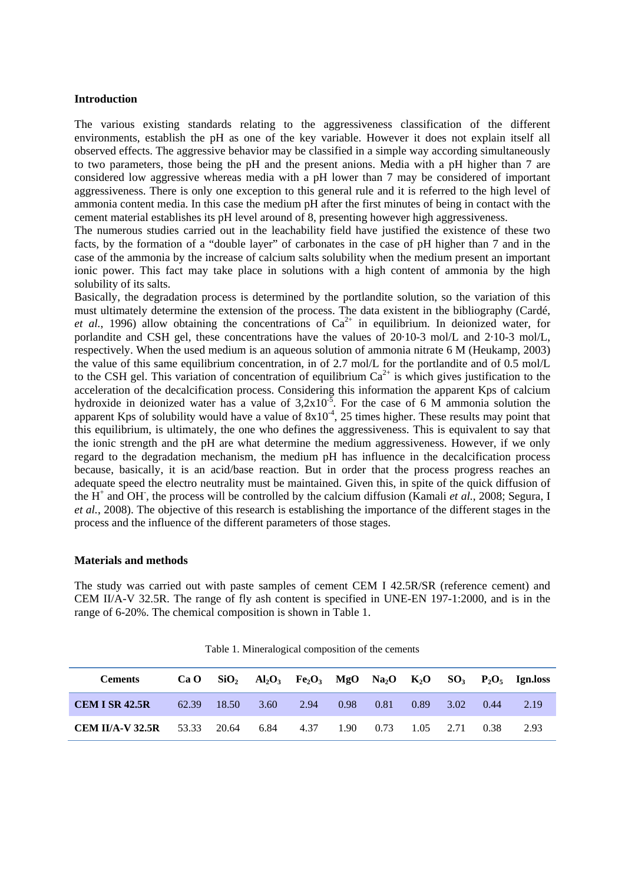## Introduction

The various existing standards relating to the aggressiveness classification of the different environments, establish the pH as one of the key variable. However it does not explain itself all observed effects. The aggressive behavior may be classified in a simple way according simultaneously to two parameters, those being the pH and the present anions. Media with a pH higher than 7 are considered low aggressive whereas media with a pH lower than 7 may be considered of important aggressiveness. There is only one exception to this general rule and it is referred to the high level of ammonia content media. In this case the medium pH after the first minutes of being in contact with the cement material establishes its pH level around of 8, presenting however high aggressiveness.

The numerous studies carried out in the leachability field have justified the existence of these two facts, by the formation of a "double layer" of carbonates in the case of pH higher than 7 and in the case of the ammonia by the increase of calcium salts solubility when the medium present an important ionic power. This fact may take place in solutions with a high content of ammonia by the high solubility of its salts.

Basically, the degradation process is determined by the portlandite solution, so the variation of this must ultimately determine the extension of the process. The data existent in the bibliography (Cardé, *et al.*, 1996) allow obtaining the concentrations of $Ca^{2+}$ in equilibrium. In deionized water, for porlandite and CSH gel, these concentrations have the values of 20·10-3 mol/L and 2·10-3 mol/L, respectively. When the used medium is an aqueous solution of ammonia nitrate 6 M (Heukamp, 2003) the value of this same equilibrium concentration, in of 2.7 mol/L for the portlandite and of 0.5 mol/L to the CSH gel. This variation of concentration of equilibrium $Ca^{2+}$ is which gives justification to the acceleration of the decalcification process. Considering this information the apparent Kps of calcium hydroxide in deionized water has a value of $3{,}2 \times 10^{-5}$. For the case of 6 M ammonia solution the apparent Kps of solubility would have a value of $8 \times 10^{-4}$, 25 times higher. These results may point that this equilibrium, is ultimately, the one who defines the aggressiveness. This is equivalent to say that the ionic strength and the pH are what determine the medium aggressiveness. However, if we only regard to the degradation mechanism, the medium pH has influence in the decalcification process because, basically, it is an acid/base reaction. But in order that the process progress reaches an adequate speed the electro neutrality must be maintained. Given this, in spite of the quick diffusion of the $H^+$ and $OH^-$, the process will be controlled by the calcium diffusion (Kamali *et al.*, 2008; Segura, I *et al.*, 2008). The objective of this research is establishing the importance of the different stages in the process and the influence of the different parameters of those stages.

## Materials and methods

The study was carried out with paste samples of cement CEM I 42.5R/SR (reference cement) and CEM II/A-V 32.5R. The range of fly ash content is specified in UNE-EN 197-1:2000, and is in the range of 6-20%. The chemical composition is shown in Table 1.

Table 1. Mineralogical composition of the cements

| Cements | Ca O | $SiO_2$ | $Al_2O_3$ | $Fe_2O_3$ | MgO | $Na_2O$ | $K_2O$ | $SO_3$ | $P_2O_5$ | Ign.loss |
|---|---|---|---|---|---|---|---|---|---|---|
| **CEM I SR 42.5R** | 62.39 | 18.50 | 3.60 | 2.94 | 0.98 | 0.81 | 0.89 | 3.02 | 0.44 | 2.19 |
| **CEM II/A-V 32.5R** | 53.33 | 20.64 | 6.84 | 4.37 | 1.90 | 0.73 | 1.05 | 2.71 | 0.38 | 2.93 |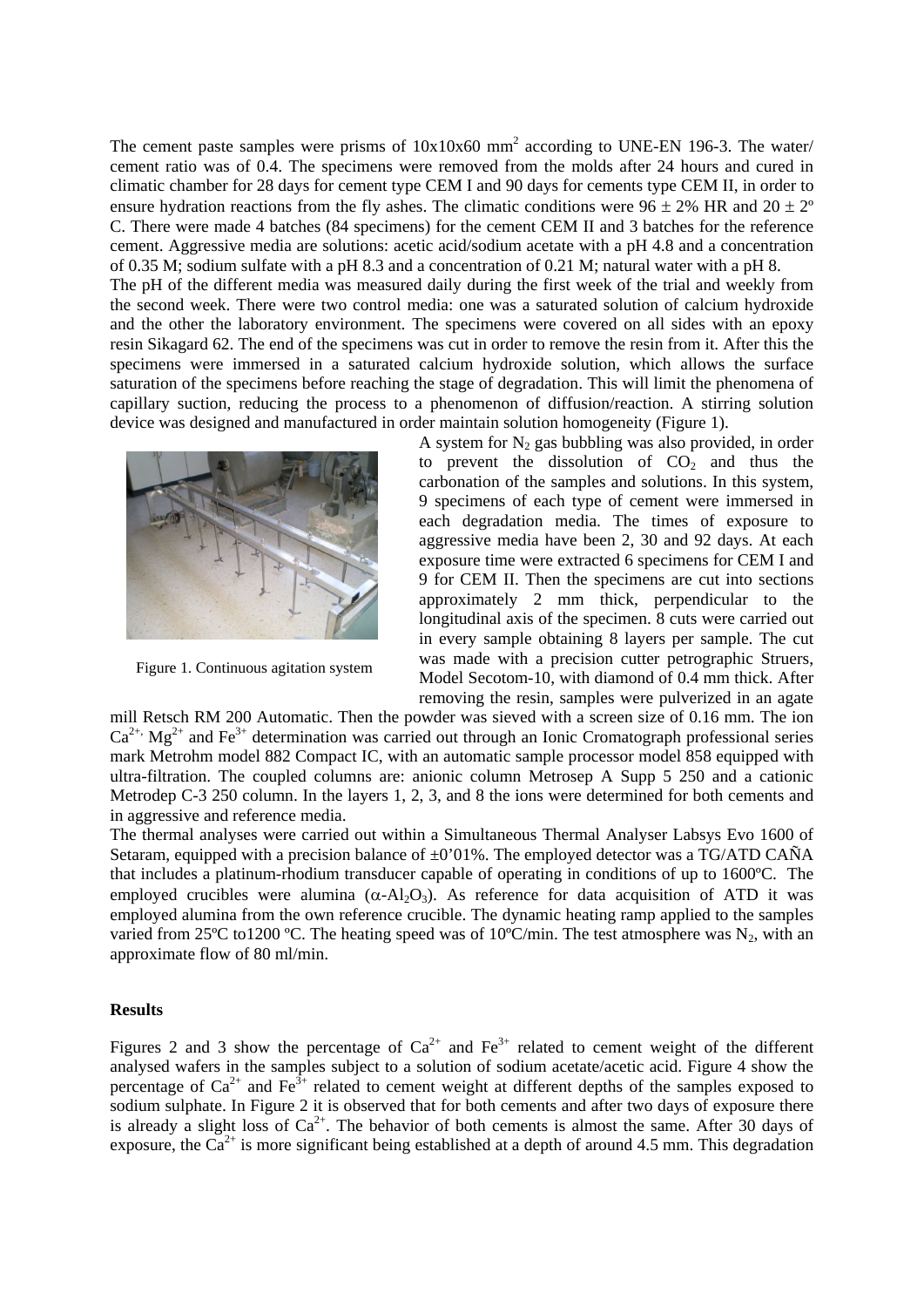The cement paste samples were prisms of 10x10x60 $mm^2$ according to UNE-EN 196-3. The water/ cement ratio was of 0.4. The specimens were removed from the molds after 24 hours and cured in climatic chamber for 28 days for cement type CEM I and 90 days for cements type CEM II, in order to ensure hydration reactions from the fly ashes. The climatic conditions were 96 ± 2% HR and 20 ± 2º C. There were made 4 batches (84 specimens) for the cement CEM II and 3 batches for the reference cement. Aggressive media are solutions: acetic acid/sodium acetate with a pH 4.8 and a concentration of 0.35 M; sodium sulfate with a pH 8.3 and a concentration of 0.21 M; natural water with a pH 8.

The pH of the different media was measured daily during the first week of the trial and weekly from the second week. There were two control media: one was a saturated solution of calcium hydroxide and the other the laboratory environment. The specimens were covered on all sides with an epoxy resin Sikagard 62. The end of the specimens was cut in order to remove the resin from it. After this the specimens were immersed in a saturated calcium hydroxide solution, which allows the surface saturation of the specimens before reaching the stage of degradation. This will limit the phenomena of capillary suction, reducing the process to a phenomenon of diffusion/reaction. A stirring solution device was designed and manufactured in order maintain solution homogeneity (Figure 1).

Figure 1. Continuous agitation system

A system for $N_2$ gas bubbling was also provided, in order to prevent the dissolution of $CO_2$ and thus the carbonation of the samples and solutions. In this system, 9 specimens of each type of cement were immersed in each degradation media. The times of exposure to aggressive media have been 2, 30 and 92 days. At each exposure time were extracted 6 specimens for CEM I and 9 for CEM II. Then the specimens are cut into sections approximately 2 mm thick, perpendicular to the longitudinal axis of the specimen. 8 cuts were carried out in every sample obtaining 8 layers per sample. The cut was made with a precision cutter petrographic Struers, Model Secotom-10, with diamond of 0.4 mm thick. After removing the resin, samples were pulverized in an agate mill Retsch RM 200 Automatic. Then the powder was sieved with a screen size of 0.16 mm. The ion $Ca^{2+,}$ $Mg^{2+}$ and $Fe^{3+}$ determination was carried out through an Ionic Cromatograph professional series mark Metrohm model 882 Compact IC, with an automatic sample processor model 858 equipped with ultra-filtration. The coupled columns are: anionic column Metrosep A Supp 5 250 and a cationic Metrodep C-3 250 column. In the layers 1, 2, 3, and 8 the ions were determined for both cements and in aggressive and reference media.

The thermal analyses were carried out within a Simultaneous Thermal Analyser Labsys Evo 1600 of Setaram, equipped with a precision balance of ±0'01%. The employed detector was a TG/ATD CAÑA that includes a platinum-rhodium transducer capable of operating in conditions of up to 1600ºC. The employed crucibles were alumina ($\alpha$-$Al_2O_3$). As reference for data acquisition of ATD it was employed alumina from the own reference crucible. The dynamic heating ramp applied to the samples varied from 25ºC to1200 ºC. The heating speed was of 10ºC/min. The test atmosphere was $N_2$, with an approximate flow of 80 ml/min.

**Results**

Figures 2 and 3 show the percentage of $Ca^{2+}$ and $Fe^{3+}$ related to cement weight of the different analysed wafers in the samples subject to a solution of sodium acetate/acetic acid. Figure 4 show the percentage of $Ca^{2+}$ and $Fe^{3+}$ related to cement weight at different depths of the samples exposed to sodium sulphate. In Figure 2 it is observed that for both cements and after two days of exposure there is already a slight loss of $Ca^{2+}$. The behavior of both cements is almost the same. After 30 days of exposure, the $Ca^{2+}$ is more significant being established at a depth of around 4.5 mm. This degradation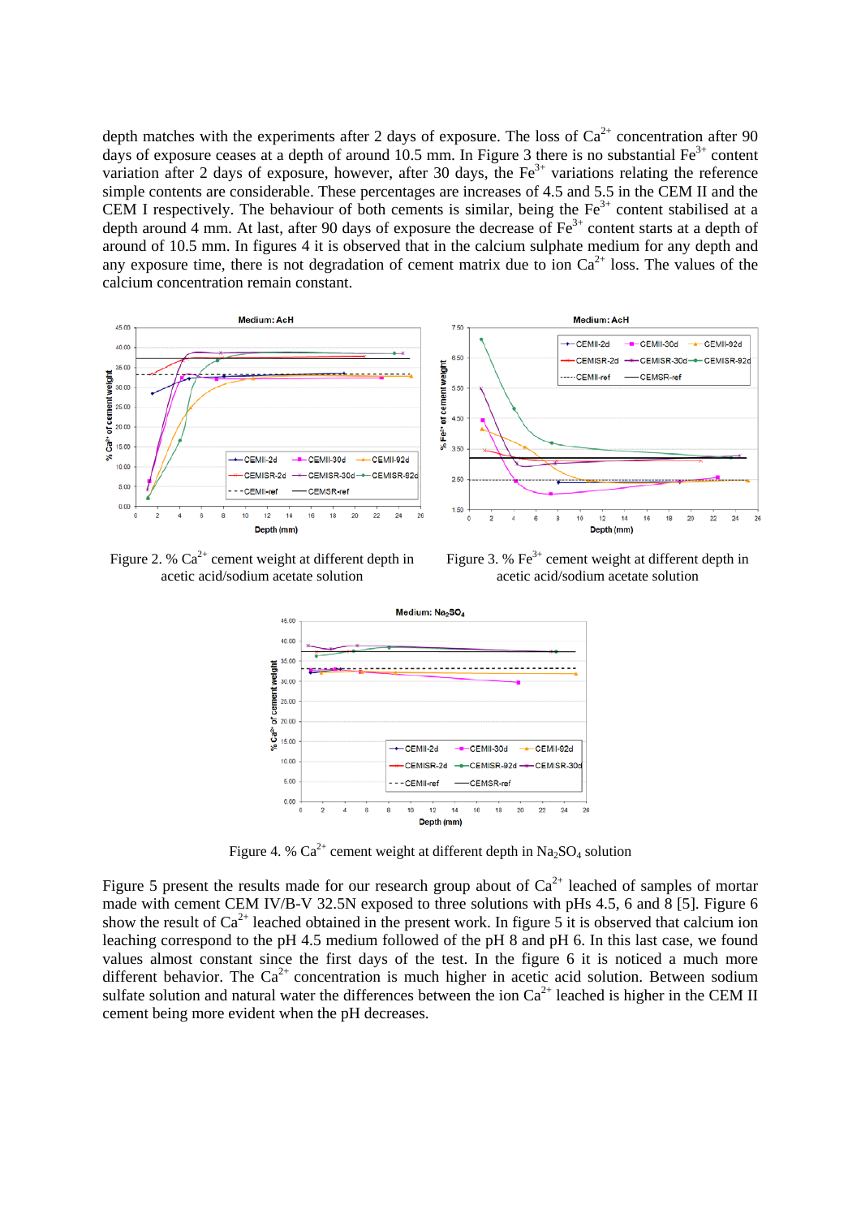depth matches with the experiments after 2 days of exposure. The loss of $Ca^{2+}$ concentration after 90 days of exposure ceases at a depth of around 10.5 mm. In Figure 3 there is no substantial $Fe^{3+}$ content variation after 2 days of exposure, however, after 30 days, the $Fe^{3+}$ variations relating the reference simple contents are considerable. These percentages are increases of 4.5 and 5.5 in the CEM II and the CEM I respectively. The behaviour of both cements is similar, being the $Fe^{3+}$ content stabilised at a depth around 4 mm. At last, after 90 days of exposure the decrease of $Fe^{3+}$ content starts at a depth of around of 10.5 mm. In figures 4 it is observed that in the calcium sulphate medium for any depth and any exposure time, there is not degradation of cement matrix due to ion $Ca^{2+}$ loss. The values of the calcium concentration remain constant.

Figure 2. % $Ca^{2+}$ cement weight at different depth in acetic acid/sodium acetate solution

Figure 3. % $Fe^{3+}$ cement weight at different depth in acetic acid/sodium acetate solution

Figure 4. % $Ca^{2+}$ cement weight at different depth in $Na_2SO_4$ solution

Figure 5 present the results made for our research group about of $Ca^{2+}$ leached of samples of mortar made with cement CEM IV/B-V 32.5N exposed to three solutions with pHs 4.5, 6 and 8 [5]. Figure 6 show the result of $Ca^{2+}$ leached obtained in the present work. In figure 5 it is observed that calcium ion leaching correspond to the pH 4.5 medium followed of the pH 8 and pH 6. In this last case, we found values almost constant since the first days of the test. In the figure 6 it is noticed a much more different behavior. The $Ca^{2+}$ concentration is much higher in acetic acid solution. Between sodium sulfate solution and natural water the differences between the ion $Ca^{2+}$ leached is higher in the CEM II cement being more evident when the pH decreases.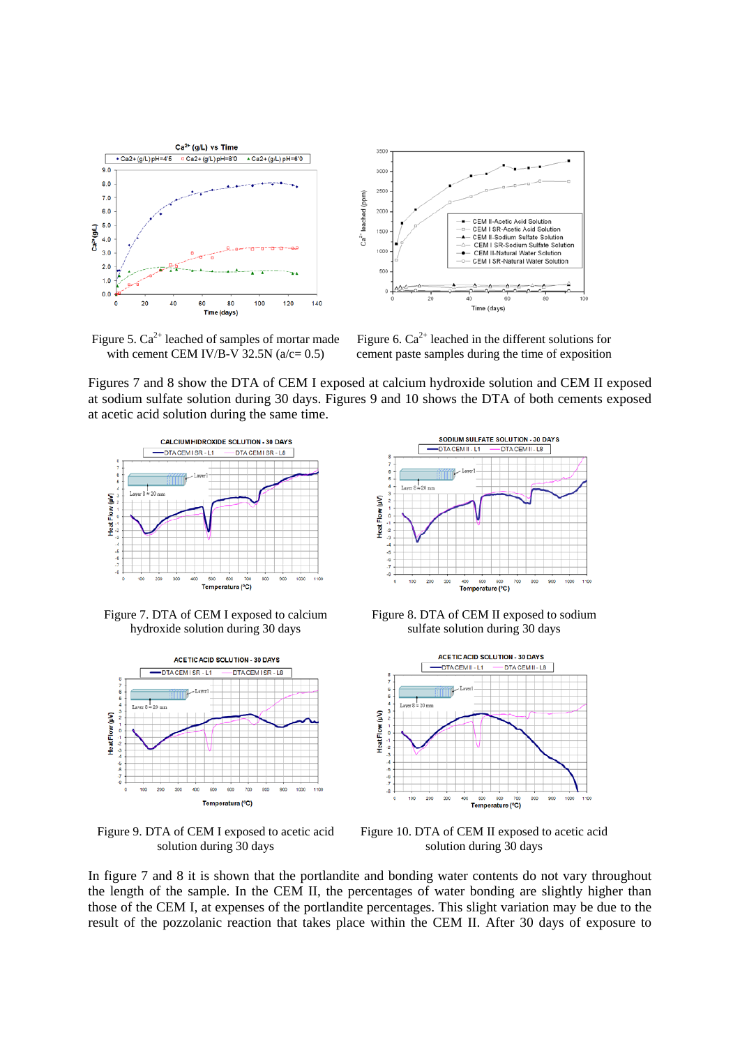Figure 5. $Ca^{2+}$ leached of samples of mortar made with cement CEM IV/B-V 32.5N (a/c= 0.5)

Figure 6. $Ca^{2+}$ leached in the different solutions for cement paste samples during the time of exposition

Figures 7 and 8 show the DTA of CEM I exposed at calcium hydroxide solution and CEM II exposed at sodium sulfate solution during 30 days. Figures 9 and 10 shows the DTA of both cements exposed at acetic acid solution during the same time.

Figure 7. DTA of CEM I exposed to calcium hydroxide solution during 30 days

Figure 8. DTA of CEM II exposed to sodium sulfate solution during 30 days

Figure 9. DTA of CEM I exposed to acetic acid solution during 30 days

Figure 10. DTA of CEM II exposed to acetic acid solution during 30 days

In figure 7 and 8 it is shown that the portlandite and bonding water contents do not vary throughout the length of the sample. In the CEM II, the percentages of water bonding are slightly higher than those of the CEM I, at expenses of the portlandite percentages. This slight variation may be due to the result of the pozzolanic reaction that takes place within the CEM II. After 30 days of exposure to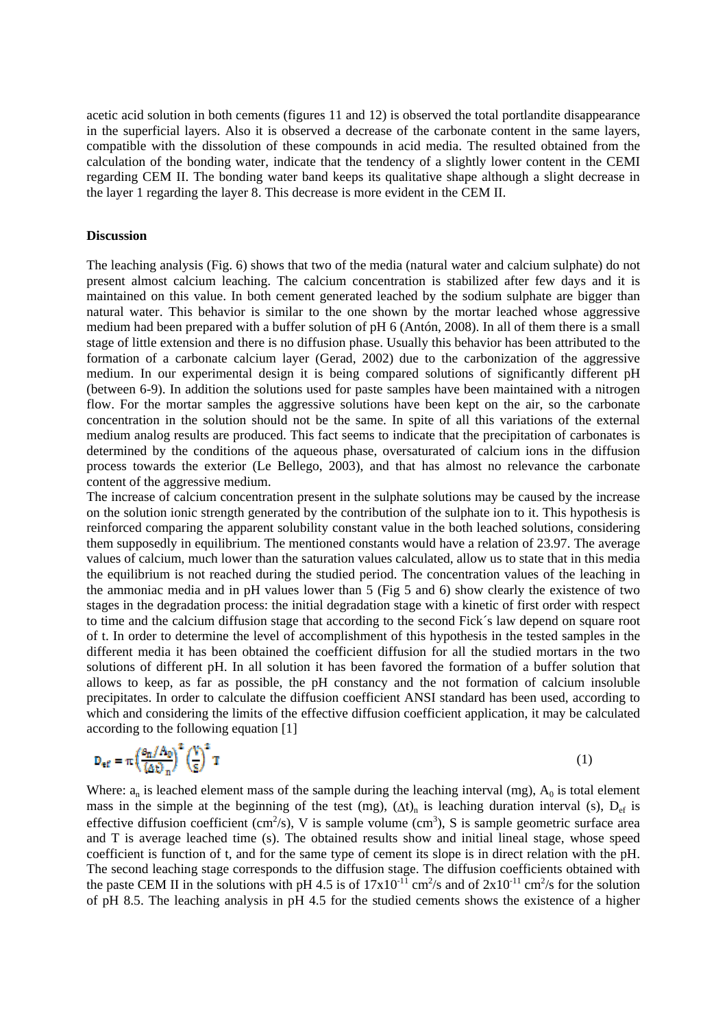acetic acid solution in both cements (figures 11 and 12) is observed the total portlandite disappearance in the superficial layers. Also it is observed a decrease of the carbonate content in the same layers, compatible with the dissolution of these compounds in acid media. The resulted obtained from the calculation of the bonding water, indicate that the tendency of a slightly lower content in the CEMI regarding CEM II. The bonding water band keeps its qualitative shape although a slight decrease in the layer 1 regarding the layer 8. This decrease is more evident in the CEM II.

**Discussion**

The leaching analysis (Fig. 6) shows that two of the media (natural water and calcium sulphate) do not present almost calcium leaching. The calcium concentration is stabilized after few days and it is maintained on this value. In both cement generated leached by the sodium sulphate are bigger than natural water. This behavior is similar to the one shown by the mortar leached whose aggressive medium had been prepared with a buffer solution of pH 6 (Antón, 2008). In all of them there is a small stage of little extension and there is no diffusion phase. Usually this behavior has been attributed to the formation of a carbonate calcium layer (Gerad, 2002) due to the carbonization of the aggressive medium. In our experimental design it is being compared solutions of significantly different pH (between 6-9). In addition the solutions used for paste samples have been maintained with a nitrogen flow. For the mortar samples the aggressive solutions have been kept on the air, so the carbonate concentration in the solution should not be the same. In spite of all this variations of the external medium analog results are produced. This fact seems to indicate that the precipitation of carbonates is determined by the conditions of the aqueous phase, oversaturated of calcium ions in the diffusion process towards the exterior (Le Bellego, 2003), and that has almost no relevance the carbonate content of the aggressive medium.

The increase of calcium concentration present in the sulphate solutions may be caused by the increase on the solution ionic strength generated by the contribution of the sulphate ion to it. This hypothesis is reinforced comparing the apparent solubility constant value in the both leached solutions, considering them supposedly in equilibrium. The mentioned constants would have a relation of 23.97. The average values of calcium, much lower than the saturation values calculated, allow us to state that in this media the equilibrium is not reached during the studied period. The concentration values of the leaching in the ammoniac media and in pH values lower than 5 (Fig 5 and 6) show clearly the existence of two stages in the degradation process: the initial degradation stage with a kinetic of first order with respect to time and the calcium diffusion stage that according to the second Fick´s law depend on square root of t. In order to determine the level of accomplishment of this hypothesis in the tested samples in the different media it has been obtained the coefficient diffusion for all the studied mortars in the two solutions of different pH. In all solution it has been favored the formation of a buffer solution that allows to keep, as far as possible, the pH constancy and the not formation of calcium insoluble precipitates. In order to calculate the diffusion coefficient ANSI standard has been used, according to which and considering the limits of the effective diffusion coefficient application, it may be calculated according to the following equation [1]

$$D_{ef} = \pi\left(\frac{a_n/A_0}{(\Delta t)_n}\right)^2\left(\frac{V}{S}\right)^2 T \tag{1}$$

Where: $a_n$ is leached element mass of the sample during the leaching interval (mg), $A_0$ is total element mass in the simple at the beginning of the test (mg), $(\Delta t)_n$ is leaching duration interval (s), $D_{ef}$ is effective diffusion coefficient ($cm^2/s$), V is sample volume ($cm^3$), S is sample geometric surface area and T is average leached time (s). The obtained results show and initial lineal stage, whose speed coefficient is function of t, and for the same type of cement its slope is in direct relation with the pH. The second leaching stage corresponds to the diffusion stage. The diffusion coefficients obtained with the paste CEM II in the solutions with pH 4.5 is of $17x10^{-11}$ $cm^2/s$ and of $2x10^{-11}$ $cm^2/s$ for the solution of pH 8.5. The leaching analysis in pH 4.5 for the studied cements shows the existence of a higher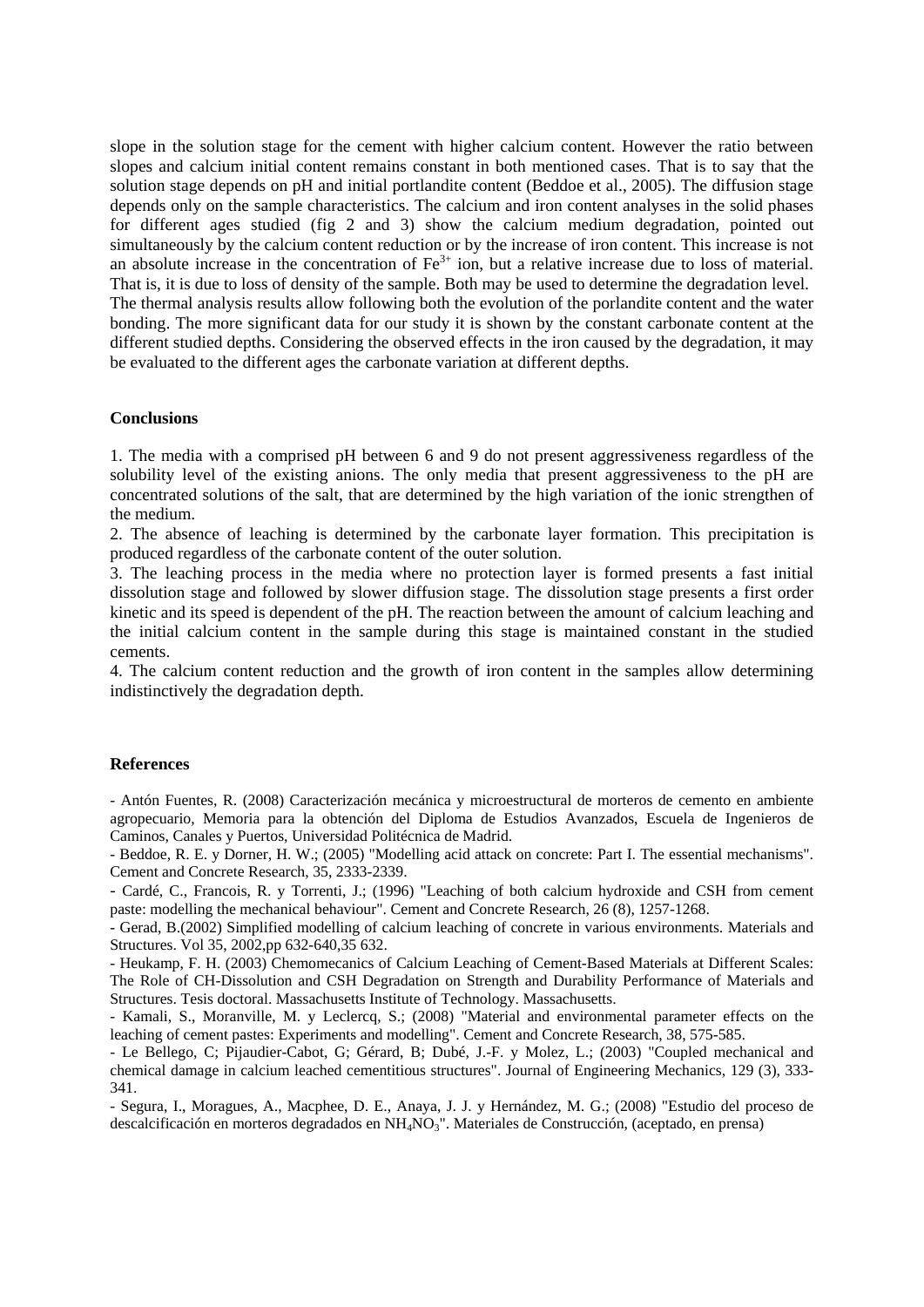slope in the solution stage for the cement with higher calcium content. However the ratio between slopes and calcium initial content remains constant in both mentioned cases. That is to say that the solution stage depends on pH and initial portlandite content (Beddoe et al., 2005). The diffusion stage depends only on the sample characteristics. The calcium and iron content analyses in the solid phases for different ages studied (fig 2 and 3) show the calcium medium degradation, pointed out simultaneously by the calcium content reduction or by the increase of iron content. This increase is not an absolute increase in the concentration of $Fe^{3+}$ ion, but a relative increase due to loss of material. That is, it is due to loss of density of the sample. Both may be used to determine the degradation level.
The thermal analysis results allow following both the evolution of the porlandite content and the water bonding. The more significant data for our study it is shown by the constant carbonate content at the different studied depths. Considering the observed effects in the iron caused by the degradation, it may be evaluated to the different ages the carbonate variation at different depths.

## Conclusions

1. The media with a comprised pH between 6 and 9 do not present aggressiveness regardless of the solubility level of the existing anions. The only media that present aggressiveness to the pH are concentrated solutions of the salt, that are determined by the high variation of the ionic strengthen of the medium.
2. The absence of leaching is determined by the carbonate layer formation. This precipitation is produced regardless of the carbonate content of the outer solution.
3. The leaching process in the media where no protection layer is formed presents a fast initial dissolution stage and followed by slower diffusion stage. The dissolution stage presents a first order kinetic and its speed is dependent of the pH. The reaction between the amount of calcium leaching and the initial calcium content in the sample during this stage is maintained constant in the studied cements.
4. The calcium content reduction and the growth of iron content in the samples allow determining indistinctively the degradation depth.

## References

- Antón Fuentes, R. (2008) Caracterización mecánica y microestructural de morteros de cemento en ambiente agropecuario, Memoria para la obtención del Diploma de Estudios Avanzados, Escuela de Ingenieros de Caminos, Canales y Puertos, Universidad Politécnica de Madrid.
- Beddoe, R. E. y Dorner, H. W.; (2005) "Modelling acid attack on concrete: Part I. The essential mechanisms". Cement and Concrete Research, 35, 2333-2339.
- Cardé, C., Francois, R. y Torrenti, J.; (1996) "Leaching of both calcium hydroxide and CSH from cement paste: modelling the mechanical behaviour". Cement and Concrete Research, 26 (8), 1257-1268.
- Gerad, B.(2002) Simplified modelling of calcium leaching of concrete in various environments. Materials and Structures. Vol 35, 2002,pp 632-640,35 632.
- Heukamp, F. H. (2003) Chemomecanics of Calcium Leaching of Cement-Based Materials at Different Scales: The Role of CH-Dissolution and CSH Degradation on Strength and Durability Performance of Materials and Structures. Tesis doctoral. Massachusetts Institute of Technology. Massachusetts.
- Kamali, S., Moranville, M. y Leclercq, S.; (2008) "Material and environmental parameter effects on the leaching of cement pastes: Experiments and modelling". Cement and Concrete Research, 38, 575-585.
- Le Bellego, C; Pijaudier-Cabot, G; Gérard, B; Dubé, J.-F. y Molez, L.; (2003) "Coupled mechanical and chemical damage in calcium leached cementitious structures". Journal of Engineering Mechanics, 129 (3), 333-341.
- Segura, I., Moragues, A., Macphee, D. E., Anaya, J. J. y Hernández, M. G.; (2008) "Estudio del proceso de descalcificación en morteros degradados en $NH_4NO_3$". Materiales de Construcción, (aceptado, en prensa)